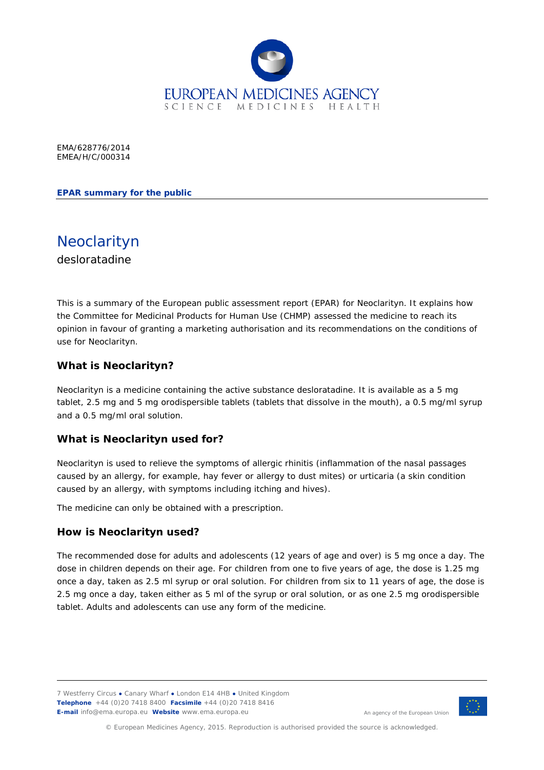EMA/628776/2014
EMEA/H/C/000314

**EPAR summary for the public**

# Neoclarityn

desloratadine

This is a summary of the European public assessment report (EPAR) for Neoclarityn. It explains how the Committee for Medicinal Products for Human Use (CHMP) assessed the medicine to reach its opinion in favour of granting a marketing authorisation and its recommendations on the conditions of use for Neoclarityn.

## What is Neoclarityn?

Neoclarityn is a medicine containing the active substance desloratadine. It is available as a 5 mg tablet, 2.5 mg and 5 mg orodispersible tablets (tablets that dissolve in the mouth), a 0.5 mg/ml syrup and a 0.5 mg/ml oral solution.

## What is Neoclarityn used for?

Neoclarityn is used to relieve the symptoms of allergic rhinitis (inflammation of the nasal passages caused by an allergy, for example, hay fever or allergy to dust mites) or urticaria (a skin condition caused by an allergy, with symptoms including itching and hives).

The medicine can only be obtained with a prescription.

## How is Neoclarityn used?

The recommended dose for adults and adolescents (12 years of age and over) is 5 mg once a day. The dose in children depends on their age. For children from one to five years of age, the dose is 1.25 mg once a day, taken as 2.5 ml syrup or oral solution. For children from six to 11 years of age, the dose is 2.5 mg once a day, taken either as 5 ml of the syrup or oral solution, or as one 2.5 mg orodispersible tablet. Adults and adolescents can use any form of the medicine.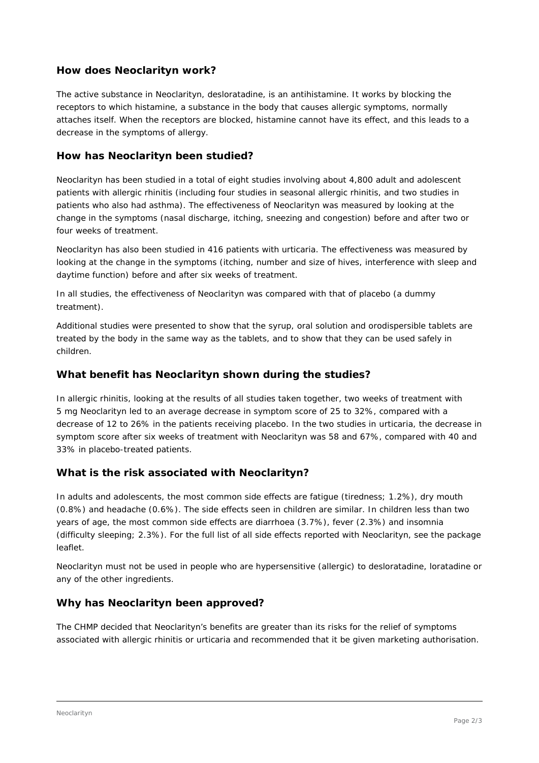## How does Neoclarityn work?

The active substance in Neoclarityn, desloratadine, is an antihistamine. It works by blocking the receptors to which histamine, a substance in the body that causes allergic symptoms, normally attaches itself. When the receptors are blocked, histamine cannot have its effect, and this leads to a decrease in the symptoms of allergy.

## How has Neoclarityn been studied?

Neoclarityn has been studied in a total of eight studies involving about 4,800 adult and adolescent patients with allergic rhinitis (including four studies in seasonal allergic rhinitis, and two studies in patients who also had asthma). The effectiveness of Neoclarityn was measured by looking at the change in the symptoms (nasal discharge, itching, sneezing and congestion) before and after two or four weeks of treatment.

Neoclarityn has also been studied in 416 patients with urticaria. The effectiveness was measured by looking at the change in the symptoms (itching, number and size of hives, interference with sleep and daytime function) before and after six weeks of treatment.

In all studies, the effectiveness of Neoclarityn was compared with that of placebo (a dummy treatment).

Additional studies were presented to show that the syrup, oral solution and orodispersible tablets are treated by the body in the same way as the tablets, and to show that they can be used safely in children.

## What benefit has Neoclarityn shown during the studies?

In allergic rhinitis, looking at the results of all studies taken together, two weeks of treatment with 5 mg Neoclarityn led to an average decrease in symptom score of 25 to 32%, compared with a decrease of 12 to 26% in the patients receiving placebo. In the two studies in urticaria, the decrease in symptom score after six weeks of treatment with Neoclarityn was 58 and 67%, compared with 40 and 33% in placebo-treated patients.

## What is the risk associated with Neoclarityn?

In adults and adolescents, the most common side effects are fatigue (tiredness; 1.2%), dry mouth (0.8%) and headache (0.6%). The side effects seen in children are similar. In children less than two years of age, the most common side effects are diarrhoea (3.7%), fever (2.3%) and insomnia (difficulty sleeping; 2.3%). For the full list of all side effects reported with Neoclarityn, see the package leaflet.

Neoclarityn must not be used in people who are hypersensitive (allergic) to desloratadine, loratadine or any of the other ingredients.

## Why has Neoclarityn been approved?

The CHMP decided that Neoclarityn's benefits are greater than its risks for the relief of symptoms associated with allergic rhinitis or urticaria and recommended that it be given marketing authorisation.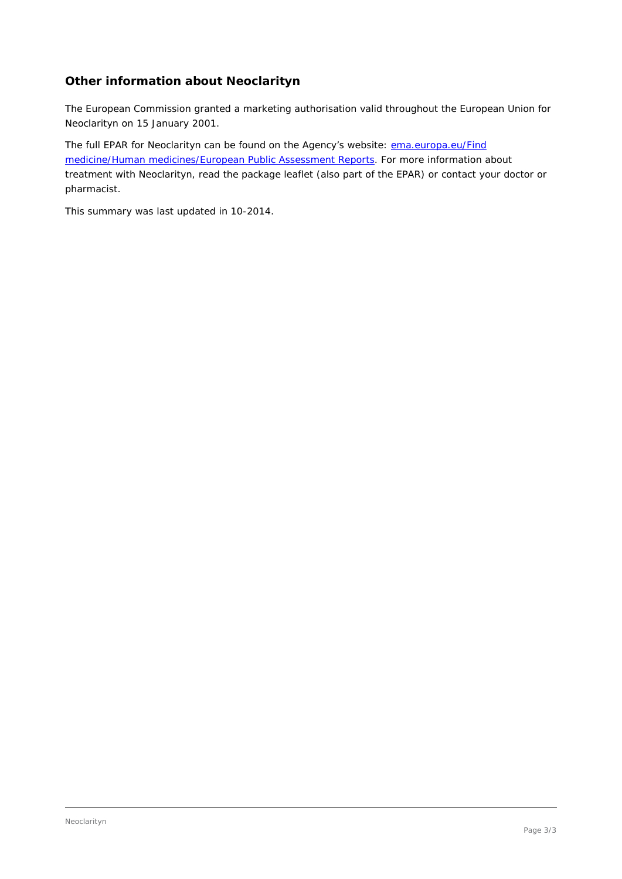## Other information about Neoclarityn

The European Commission granted a marketing authorisation valid throughout the European Union for Neoclarityn on 15 January 2001.

The full EPAR for Neoclarityn can be found on the Agency's website: [ema.europa.eu/Find medicine/Human medicines/European Public Assessment Reports](ema.europa.eu/Find medicine/Human medicines/European Public Assessment Reports). For more information about treatment with Neoclarityn, read the package leaflet (also part of the EPAR) or contact your doctor or pharmacist.

This summary was last updated in 10-2014.